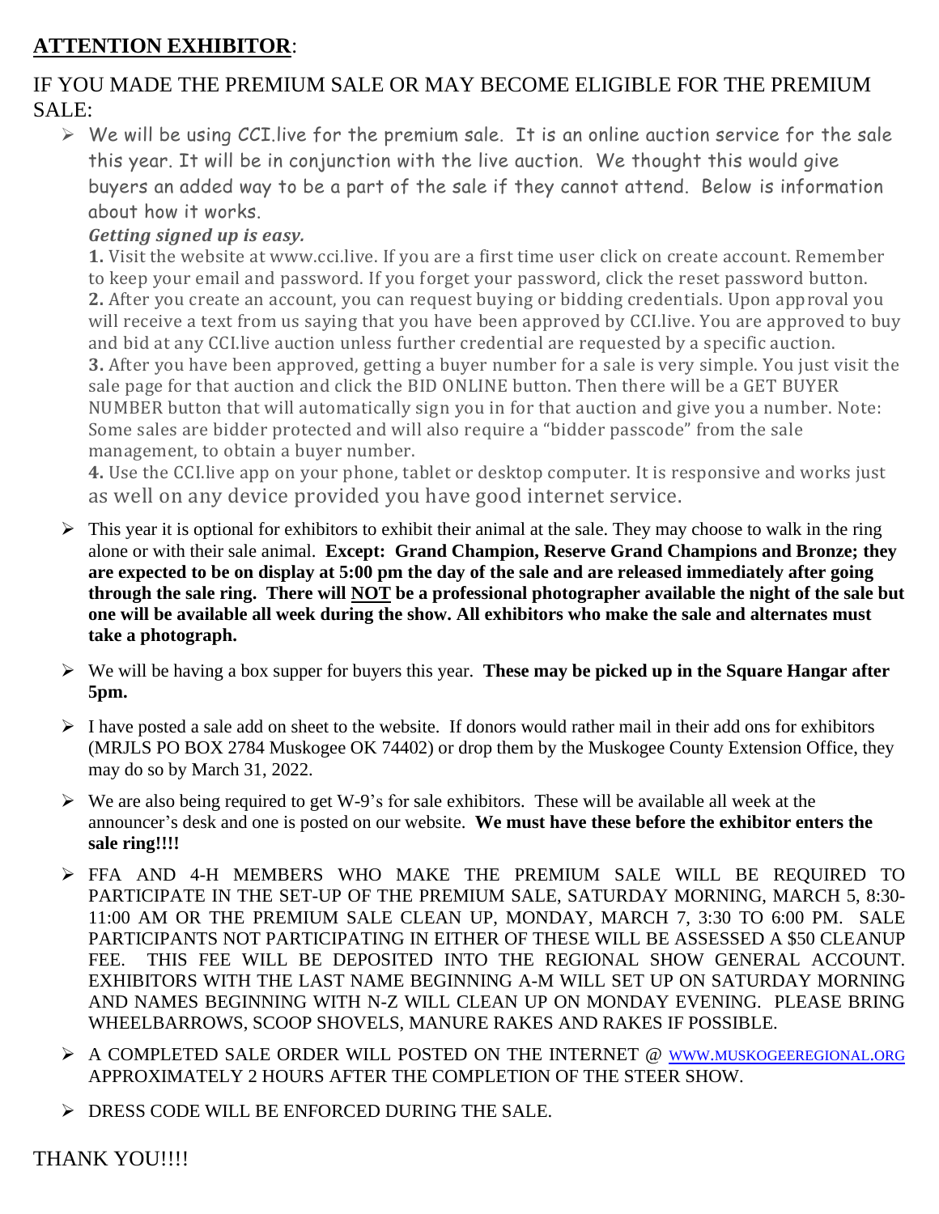**ATTENTION EXHIBITOR**:

IF YOU MADE THE PREMIUM SALE OR MAY BECOME ELIGIBLE FOR THE PREMIUM SALE:

- We will be using CCI.live for the premium sale. It is an online auction service for the sale this year. It will be in conjunction with the live auction. We thought this would give buyers an added way to be a part of the sale if they cannot attend. Below is information about how it works.

  ***Getting signed up is easy.***

  **1.** Visit the website at www.cci.live. If you are a first time user click on create account. Remember to keep your email and password. If you forget your password, click the reset password button.
  **2.** After you create an account, you can request buying or bidding credentials. Upon approval you will receive a text from us saying that you have been approved by CCI.live. You are approved to buy and bid at any CCI.live auction unless further credential are requested by a specific auction.
  **3.** After you have been approved, getting a buyer number for a sale is very simple. You just visit the sale page for that auction and click the BID ONLINE button. Then there will be a GET BUYER NUMBER button that will automatically sign you in for that auction and give you a number. Note: Some sales are bidder protected and will also require a "bidder passcode" from the sale management, to obtain a buyer number.
  **4.** Use the CCI.live app on your phone, tablet or desktop computer. It is responsive and works just as well on any device provided you have good internet service.

- This year it is optional for exhibitors to exhibit their animal at the sale. They may choose to walk in the ring alone or with their sale animal. **Except: Grand Champion, Reserve Grand Champions and Bronze; they are expected to be on display at 5:00 pm the day of the sale and are released immediately after going through the sale ring. There will NOT be a professional photographer available the night of the sale but one will be available all week during the show. All exhibitors who make the sale and alternates must take a photograph.**

- We will be having a box supper for buyers this year. **These may be picked up in the Square Hangar after 5pm.**

- I have posted a sale add on sheet to the website. If donors would rather mail in their add ons for exhibitors (MRJLS PO BOX 2784 Muskogee OK 74402) or drop them by the Muskogee County Extension Office, they may do so by March 31, 2022.

- We are also being required to get W-9's for sale exhibitors. These will be available all week at the announcer's desk and one is posted on our website. **We must have these before the exhibitor enters the sale ring!!!!**

- FFA AND 4-H MEMBERS WHO MAKE THE PREMIUM SALE WILL BE REQUIRED TO PARTICIPATE IN THE SET-UP OF THE PREMIUM SALE, SATURDAY MORNING, MARCH 5, 8:30-11:00 AM OR THE PREMIUM SALE CLEAN UP, MONDAY, MARCH 7, 3:30 TO 6:00 PM. SALE PARTICIPANTS NOT PARTICIPATING IN EITHER OF THESE WILL BE ASSESSED A $50 CLEANUP FEE. THIS FEE WILL BE DEPOSITED INTO THE REGIONAL SHOW GENERAL ACCOUNT. EXHIBITORS WITH THE LAST NAME BEGINNING A-M WILL SET UP ON SATURDAY MORNING AND NAMES BEGINNING WITH N-Z WILL CLEAN UP ON MONDAY EVENING. PLEASE BRING WHEELBARROWS, SCOOP SHOVELS, MANURE RAKES AND RAKES IF POSSIBLE.

- A COMPLETED SALE ORDER WILL POSTED ON THE INTERNET @ WWW.MUSKOGEEREGIONAL.ORG APPROXIMATELY 2 HOURS AFTER THE COMPLETION OF THE STEER SHOW.

- DRESS CODE WILL BE ENFORCED DURING THE SALE.

THANK YOU!!!!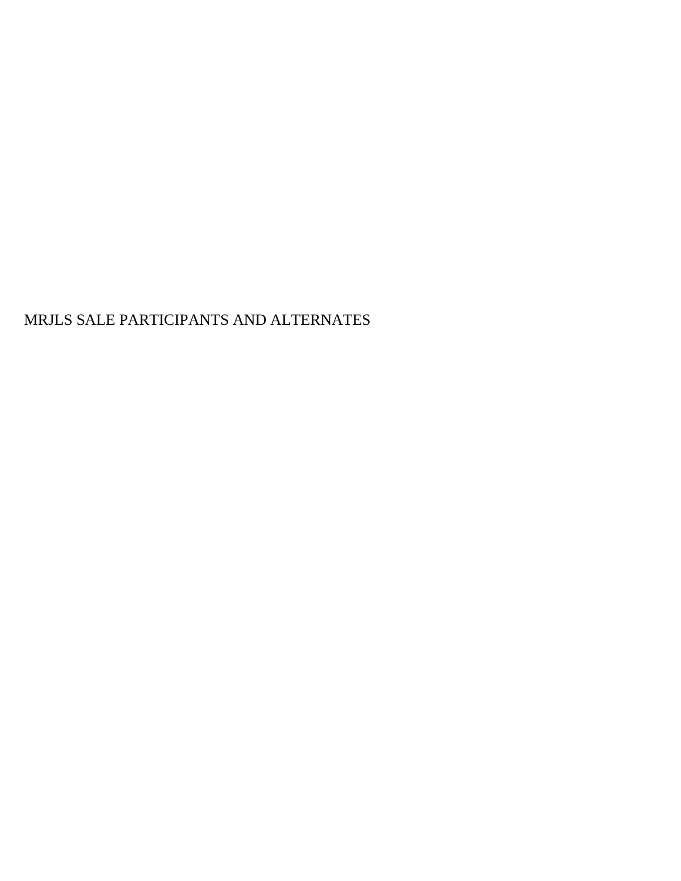MRJLS SALE PARTICIPANTS AND ALTERNATES